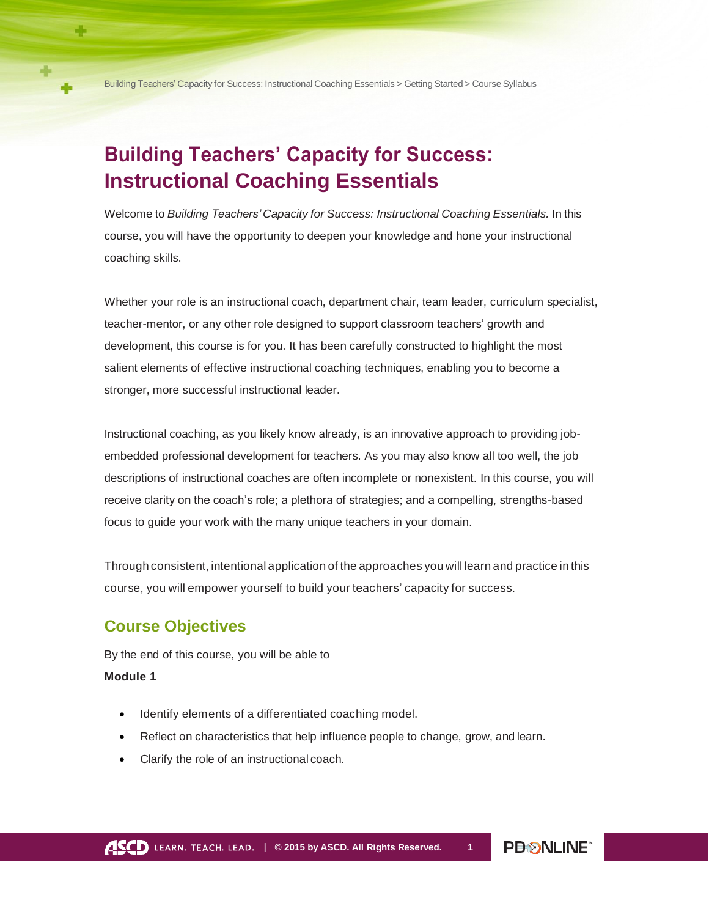# Building Teachers' Capacity for Success: Instructional Coaching Essentials

Welcome to *Building Teachers' Capacity for Success: Instructional Coaching Essentials.* In this course, you will have the opportunity to deepen your knowledge and hone your instructional coaching skills.

Whether your role is an instructional coach, department chair, team leader, curriculum specialist, teacher-mentor, or any other role designed to support classroom teachers' growth and development, this course is for you. It has been carefully constructed to highlight the most salient elements of effective instructional coaching techniques, enabling you to become a stronger, more successful instructional leader.

Instructional coaching, as you likely know already, is an innovative approach to providing job-embedded professional development for teachers. As you may also know all too well, the job descriptions of instructional coaches are often incomplete or nonexistent. In this course, you will receive clarity on the coach's role; a plethora of strategies; and a compelling, strengths-based focus to guide your work with the many unique teachers in your domain.

Through consistent, intentional application of the approaches you will learn and practice in this course, you will empower yourself to build your teachers' capacity for success.

## Course Objectives

By the end of this course, you will be able to

**Module 1**

- Identify elements of a differentiated coaching model.
- Reflect on characteristics that help influence people to change, grow, and learn.
- Clarify the role of an instructional coach.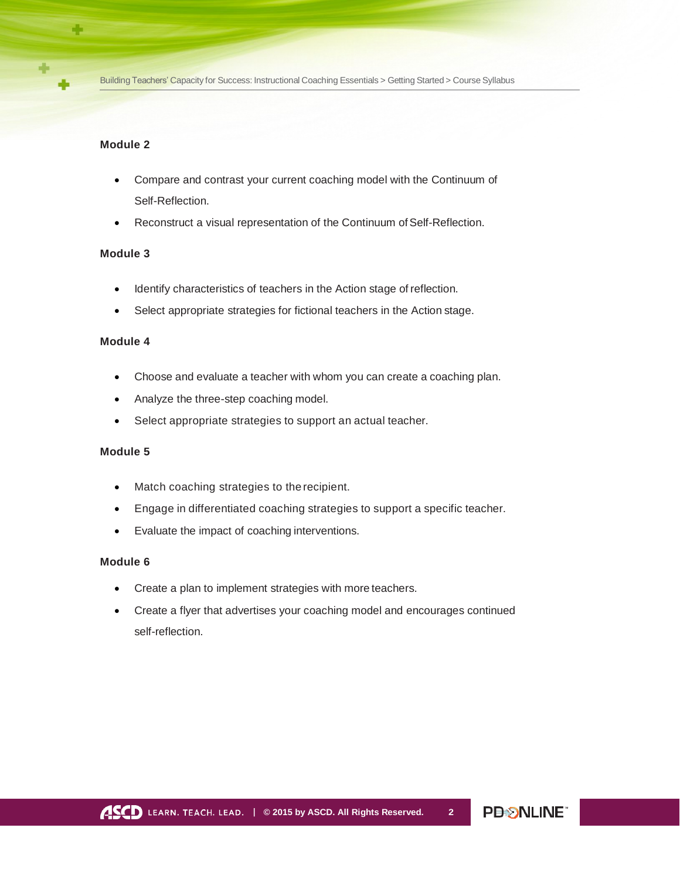**Module 2**

- Compare and contrast your current coaching model with the Continuum of Self-Reflection.
- Reconstruct a visual representation of the Continuum of Self-Reflection.

**Module 3**

- Identify characteristics of teachers in the Action stage of reflection.
- Select appropriate strategies for fictional teachers in the Action stage.

**Module 4**

- Choose and evaluate a teacher with whom you can create a coaching plan.
- Analyze the three-step coaching model.
- Select appropriate strategies to support an actual teacher.

**Module 5**

- Match coaching strategies to the recipient.
- Engage in differentiated coaching strategies to support a specific teacher.
- Evaluate the impact of coaching interventions.

**Module 6**

- Create a plan to implement strategies with more teachers.
- Create a flyer that advertises your coaching model and encourages continued self-reflection.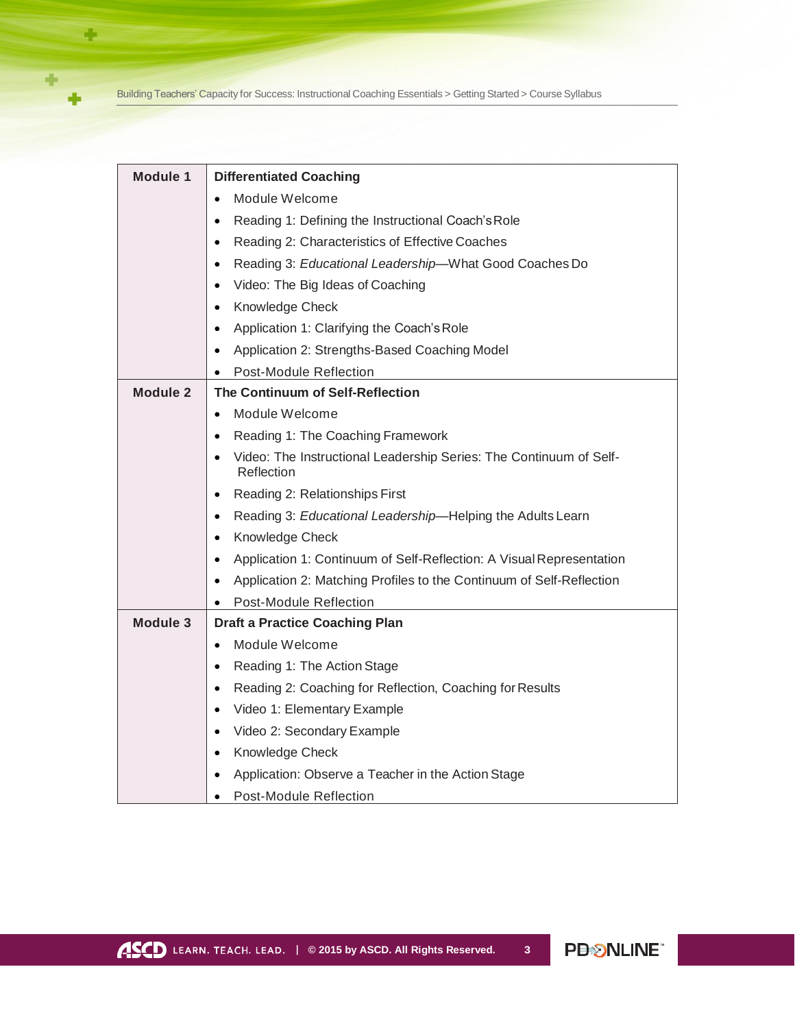| Module | Content |
|---|---|
| **Module 1** | **Differentiated Coaching**<br>• Module Welcome<br>• Reading 1: Defining the Instructional Coach's Role<br>• Reading 2: Characteristics of Effective Coaches<br>• Reading 3: *Educational Leadership*—What Good Coaches Do<br>• Video: The Big Ideas of Coaching<br>• Knowledge Check<br>• Application 1: Clarifying the Coach's Role<br>• Application 2: Strengths-Based Coaching Model<br>• Post-Module Reflection |
| **Module 2** | **The Continuum of Self-Reflection**<br>• Module Welcome<br>• Reading 1: The Coaching Framework<br>• Video: The Instructional Leadership Series: The Continuum of Self-Reflection<br>• Reading 2: Relationships First<br>• Reading 3: *Educational Leadership*—Helping the Adults Learn<br>• Knowledge Check<br>• Application 1: Continuum of Self-Reflection: A Visual Representation<br>• Application 2: Matching Profiles to the Continuum of Self-Reflection<br>• Post-Module Reflection |
| **Module 3** | **Draft a Practice Coaching Plan**<br>• Module Welcome<br>• Reading 1: The Action Stage<br>• Reading 2: Coaching for Reflection, Coaching for Results<br>• Video 1: Elementary Example<br>• Video 2: Secondary Example<br>• Knowledge Check<br>• Application: Observe a Teacher in the Action Stage<br>• Post-Module Reflection |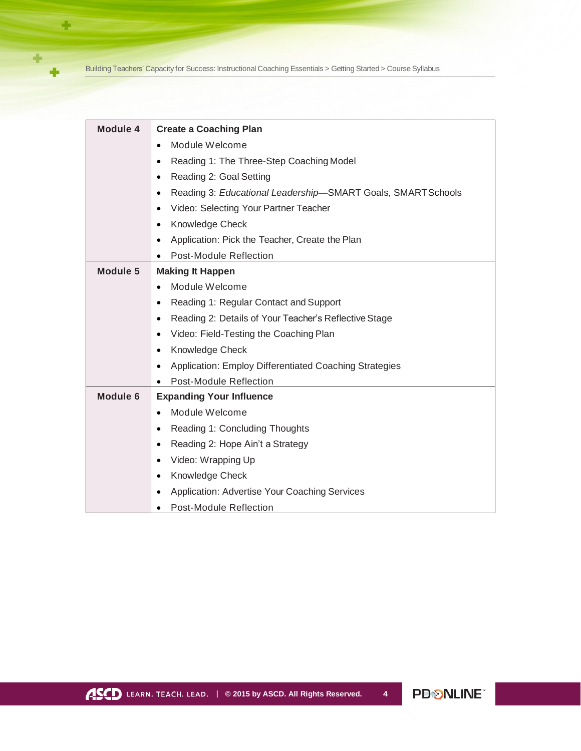| Module | Content |
| --- | --- |
| **Module 4** | **Create a Coaching Plan**<br>• Module Welcome<br>• Reading 1: The Three-Step Coaching Model<br>• Reading 2: Goal Setting<br>• Reading 3: *Educational Leadership*—SMART Goals, SMART Schools<br>• Video: Selecting Your Partner Teacher<br>• Knowledge Check<br>• Application: Pick the Teacher, Create the Plan<br>• Post-Module Reflection |
| **Module 5** | **Making It Happen**<br>• Module Welcome<br>• Reading 1: Regular Contact and Support<br>• Reading 2: Details of Your Teacher's Reflective Stage<br>• Video: Field-Testing the Coaching Plan<br>• Knowledge Check<br>• Application: Employ Differentiated Coaching Strategies<br>• Post-Module Reflection |
| **Module 6** | **Expanding Your Influence**<br>• Module Welcome<br>• Reading 1: Concluding Thoughts<br>• Reading 2: Hope Ain't a Strategy<br>• Video: Wrapping Up<br>• Knowledge Check<br>• Application: Advertise Your Coaching Services<br>• Post-Module Reflection |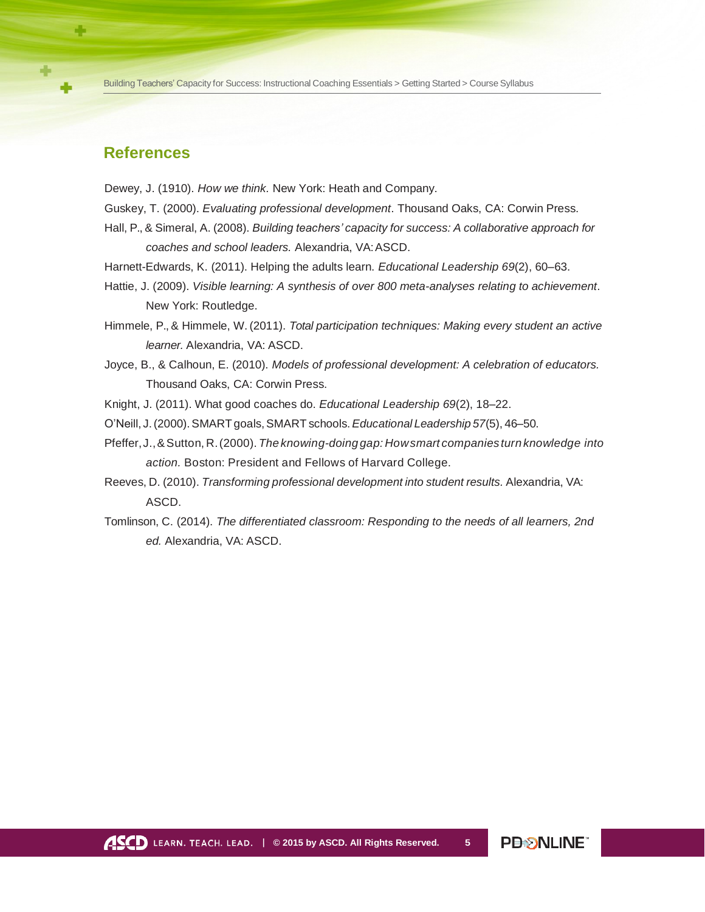## References

Dewey, J. (1910). *How we think*. New York: Heath and Company.

Guskey, T. (2000). *Evaluating professional development*. Thousand Oaks, CA: Corwin Press.

Hall, P., & Simeral, A. (2008). *Building teachers' capacity for success: A collaborative approach for coaches and school leaders.* Alexandria, VA: ASCD.

Harnett-Edwards, K. (2011). Helping the adults learn. *Educational Leadership 69*(2), 60–63.

Hattie, J. (2009). *Visible learning: A synthesis of over 800 meta-analyses relating to achievement*. New York: Routledge.

Himmele, P., & Himmele, W. (2011). *Total participation techniques: Making every student an active learner.* Alexandria, VA: ASCD.

Joyce, B., & Calhoun, E. (2010). *Models of professional development: A celebration of educators.* Thousand Oaks, CA: Corwin Press.

Knight, J. (2011). What good coaches do. *Educational Leadership 69*(2), 18–22.

O'Neill, J. (2000). SMART goals, SMART schools. *Educational Leadership 57*(5), 46–50.

Pfeffer, J., & Sutton, R. (2000). *The knowing-doing gap: How smart companies turn knowledge into action.* Boston: President and Fellows of Harvard College.

Reeves, D. (2010). *Transforming professional development into student results.* Alexandria, VA: ASCD.

Tomlinson, C. (2014). *The differentiated classroom: Responding to the needs of all learners, 2nd ed.* Alexandria, VA: ASCD.